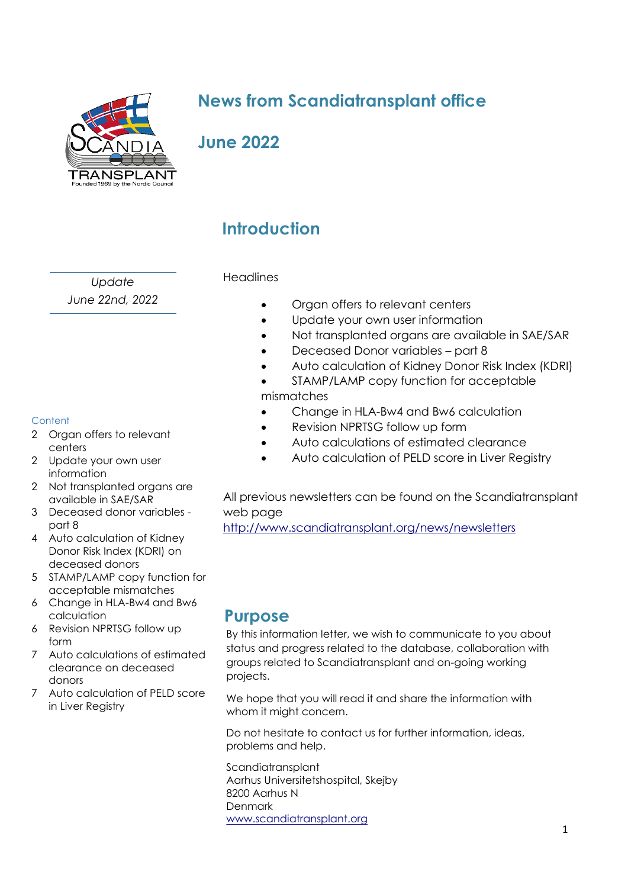# News from Scandiatransplant office

## June 2022

## Introduction

*Update*
*June 22nd, 2022*

Headlines

- Organ offers to relevant centers
- Update your own user information
- Not transplanted organs are available in SAE/SAR
- Deceased Donor variables – part 8
- Auto calculation of Kidney Donor Risk Index (KDRI)
- STAMP/LAMP copy function for acceptable mismatches
- Change in HLA-Bw4 and Bw6 calculation
- Revision NPRTSG follow up form
- Auto calculations of estimated clearance
- Auto calculation of PELD score in Liver Registry

All previous newsletters can be found on the Scandiatransplant web page
http://www.scandiatransplant.org/news/newsletters

Content

2 Organ offers to relevant centers
2 Update your own user information
2 Not transplanted organs are available in SAE/SAR
3 Deceased donor variables - part 8
4 Auto calculation of Kidney Donor Risk Index (KDRI) on deceased donors
5 STAMP/LAMP copy function for acceptable mismatches
6 Change in HLA-Bw4 and Bw6 calculation
6 Revision NPRTSG follow up form
7 Auto calculations of estimated clearance on deceased donors
7 Auto calculation of PELD score in Liver Registry

## Purpose

By this information letter, we wish to communicate to you about status and progress related to the database, collaboration with groups related to Scandiatransplant and on-going working projects.

We hope that you will read it and share the information with whom it might concern.

Do not hesitate to contact us for further information, ideas, problems and help.

Scandiatransplant
Aarhus Universitetshospital, Skejby
8200 Aarhus N
Denmark
www.scandiatransplant.org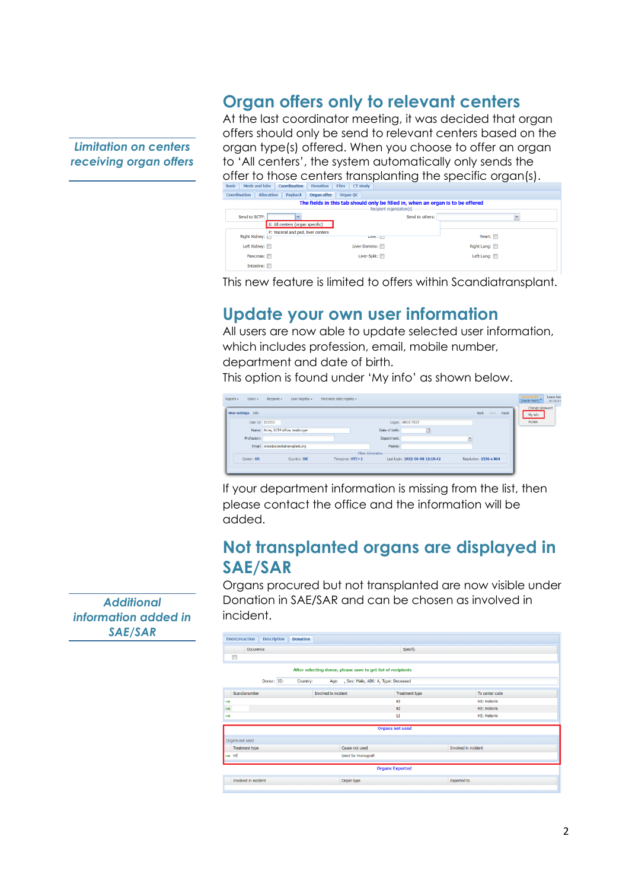## Organ offers only to relevant centers

*Limitation on centers receiving organ offers*

At the last coordinator meeting, it was decided that organ offers should only be send to relevant centers based on the organ type(s) offered. When you choose to offer an organ to 'All centers', the system automatically only sends the offer to those centers transplanting the specific organ(s).

This new feature is limited to offers within Scandiatransplant.

## Update your own user information

All users are now able to update selected user information, which includes profession, email, mobile number, department and date of birth.

This option is found under 'My info' as shown below.

If your department information is missing from the list, then please contact the office and the information will be added.

## Not transplanted organs are displayed in SAE/SAR

*Additional information added in SAE/SAR*

Organs procured but not transplanted are now visible under Donation in SAE/SAR and can be chosen as involved in incident.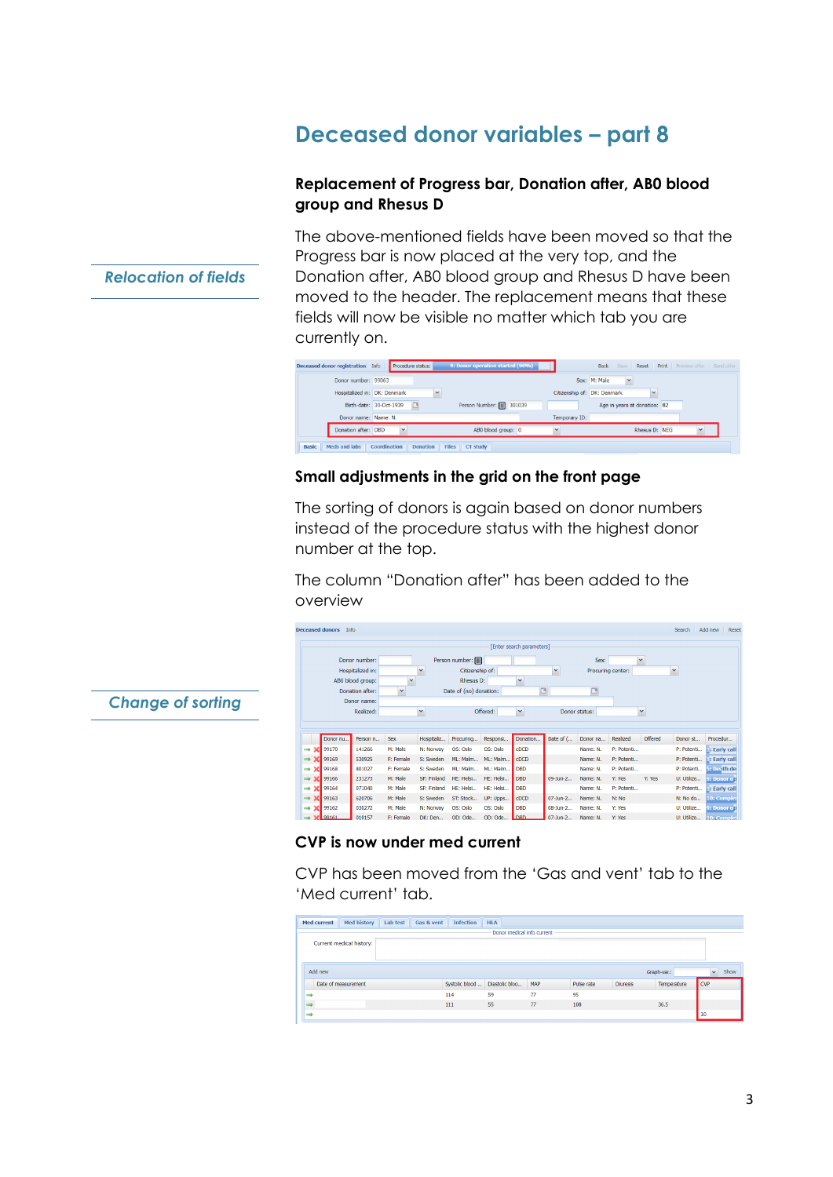# Deceased donor variables – part 8

### Replacement of Progress bar, Donation after, AB0 blood group and Rhesus D

*Relocation of fields*

The above-mentioned fields have been moved so that the Progress bar is now placed at the very top, and the Donation after, AB0 blood group and Rhesus D have been moved to the header. The replacement means that these fields will now be visible no matter which tab you are currently on.

### Small adjustments in the grid on the front page

*Change of sorting*

The sorting of donors is again based on donor numbers instead of the procedure status with the highest donor number at the top.

The column "Donation after" has been added to the overview

### CVP is now under med current

CVP has been moved from the 'Gas and vent' tab to the 'Med current' tab.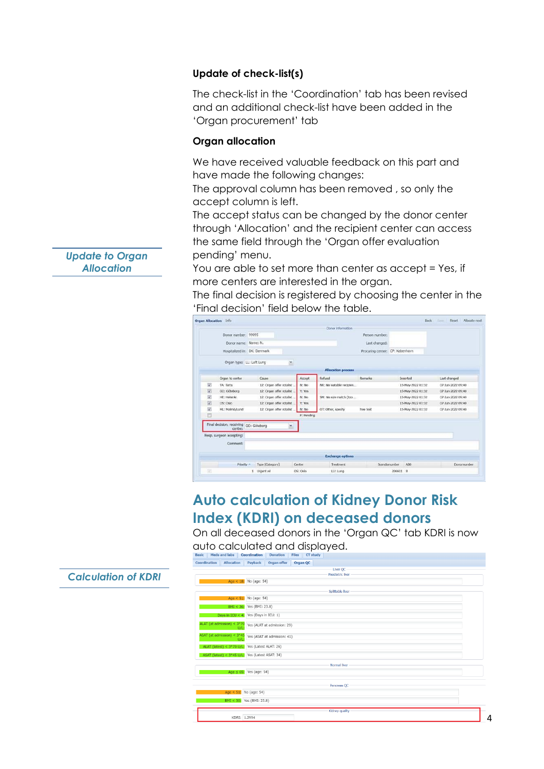### Update of check-list(s)

The check-list in the 'Coordination' tab has been revised and an additional check-list have been added in the 'Organ procurement' tab

### Organ allocation

*Update to Organ Allocation*

We have received valuable feedback on this part and have made the following changes:
The approval column has been removed , so only the accept column is left.
The accept status can be changed by the donor center through 'Allocation' and the recipient center can access the same field through the 'Organ offer evaluation pending' menu.
You are able to set more than center as accept = Yes, if more centers are interested in the organ.
The final decision is registered by choosing the center in the 'Final decision' field below the table.

## Auto calculation of Kidney Donor Risk Index (KDRI) on deceased donors

*Calculation of KDRI*

On all deceased donors in the 'Organ QC' tab KDRI is now auto calculated and displayed.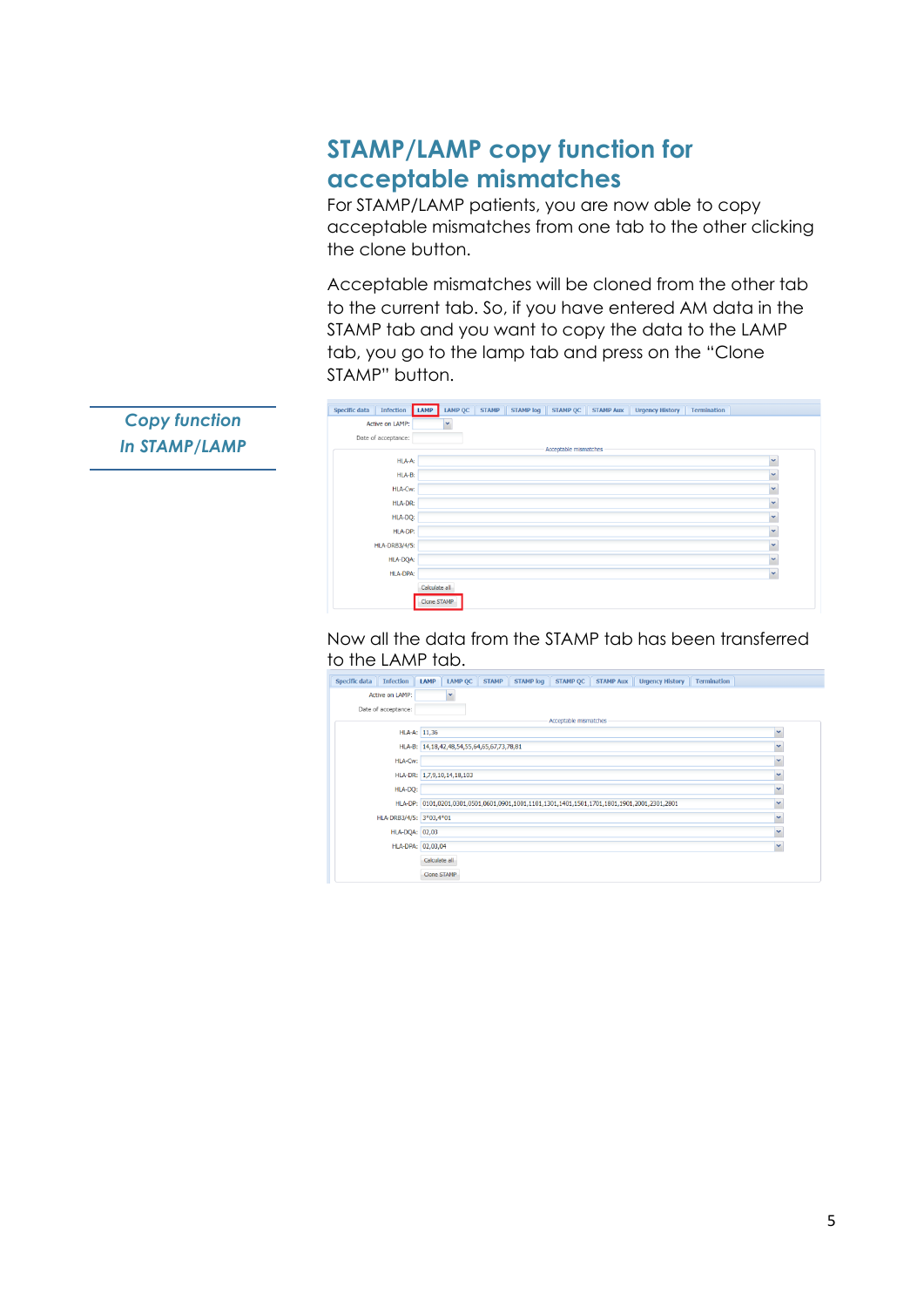# STAMP/LAMP copy function for acceptable mismatches

For STAMP/LAMP patients, you are now able to copy acceptable mismatches from one tab to the other clicking the clone button.

*Copy function In STAMP/LAMP*

Acceptable mismatches will be cloned from the other tab to the current tab. So, if you have entered AM data in the STAMP tab and you want to copy the data to the LAMP tab, you go to the lamp tab and press on the "Clone STAMP" button.

Now all the data from the STAMP tab has been transferred to the LAMP tab.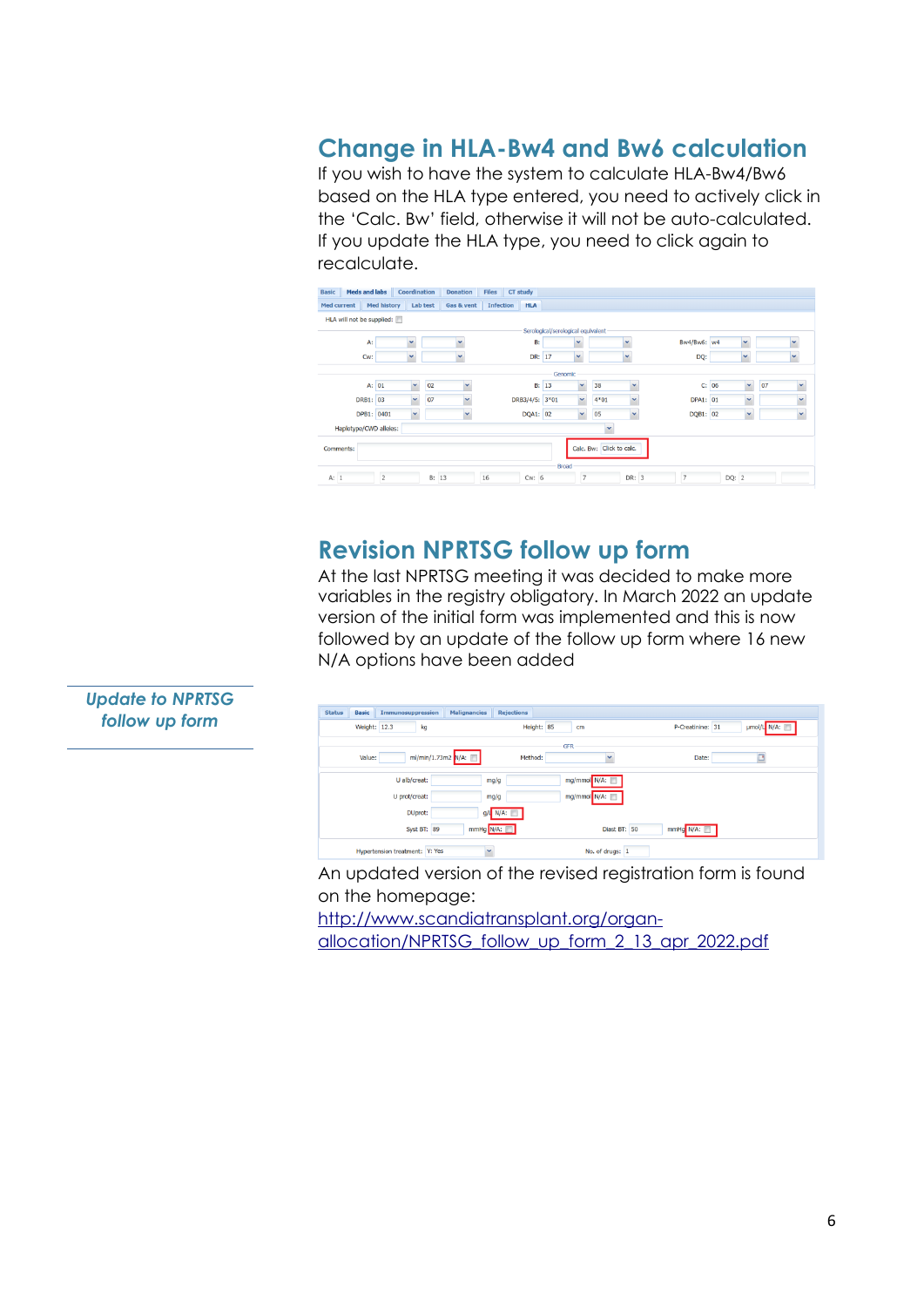## Change in HLA-Bw4 and Bw6 calculation

If you wish to have the system to calculate HLA-Bw4/Bw6 based on the HLA type entered, you need to actively click in the 'Calc. Bw' field, otherwise it will not be auto-calculated. If you update the HLA type, you need to click again to recalculate.

## Revision NPRTSG follow up form

*Update to NPRTSG follow up form*

At the last NPRTSG meeting it was decided to make more variables in the registry obligatory. In March 2022 an update version of the initial form was implemented and this is now followed by an update of the follow up form where 16 new N/A options have been added

An updated version of the revised registration form is found on the homepage:
[http://www.scandiatransplant.org/organ-allocation/NPRTSG_follow_up_form_2_13_apr_2022.pdf](http://www.scandiatransplant.org/organ-allocation/NPRTSG_follow_up_form_2_13_apr_2022.pdf)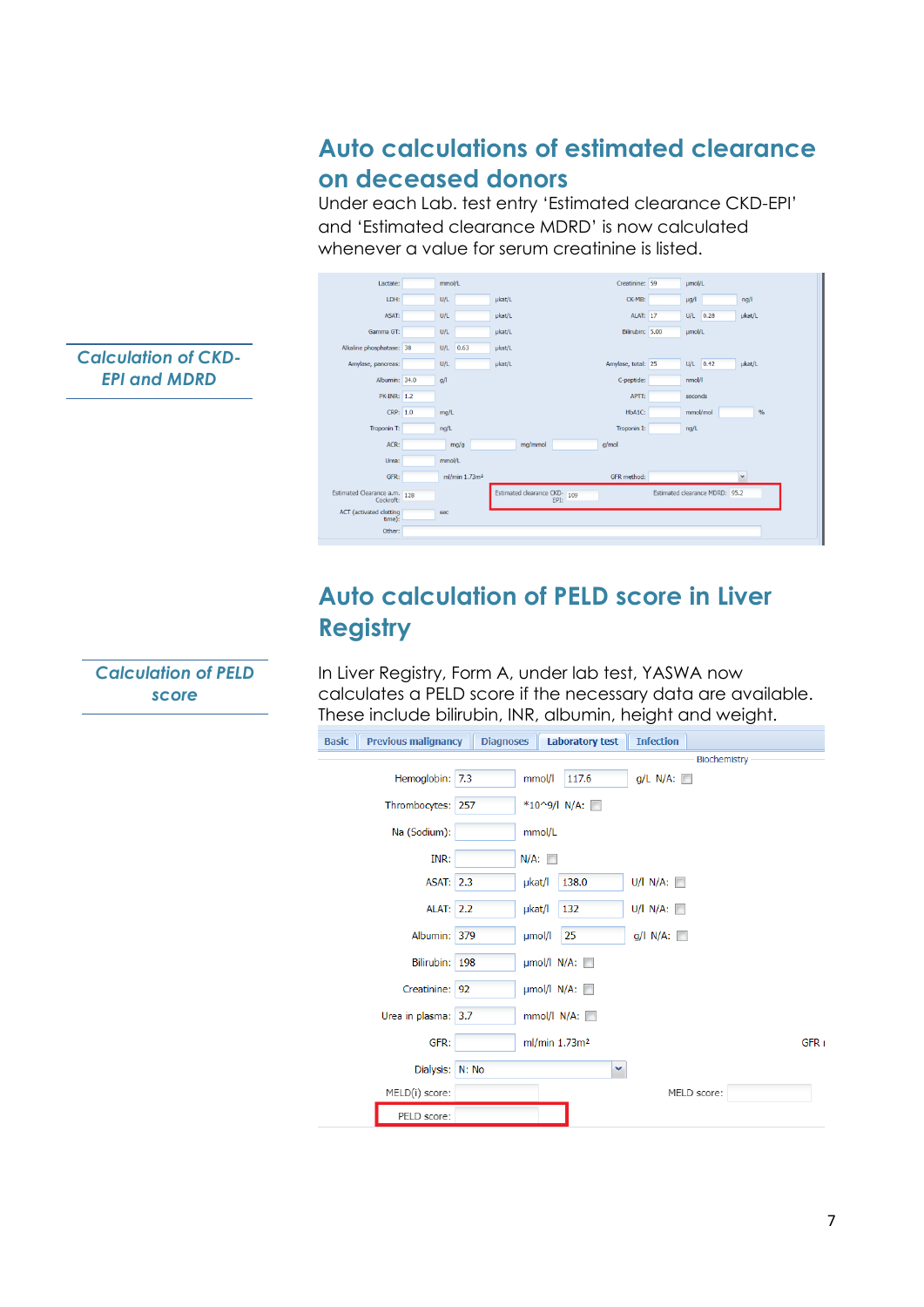## Auto calculations of estimated clearance on deceased donors

*Calculation of CKD-EPI and MDRD*

Under each Lab. test entry 'Estimated clearance CKD-EPI' and 'Estimated clearance MDRD' is now calculated whenever a value for serum creatinine is listed.

## Auto calculation of PELD score in Liver Registry

*Calculation of PELD score*

In Liver Registry, Form A, under lab test, YASWA now calculates a PELD score if the necessary data are available. These include bilirubin, INR, albumin, height and weight.